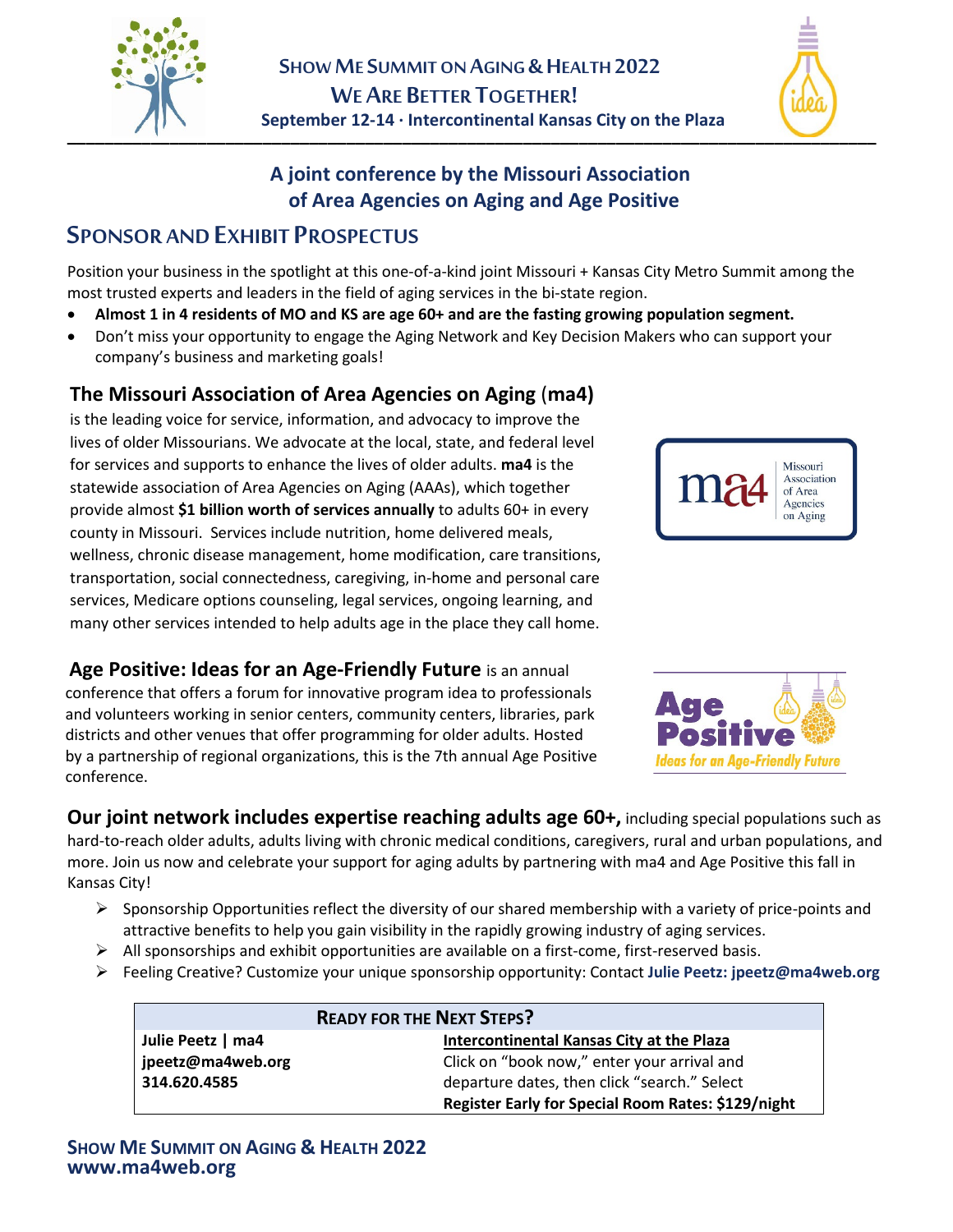# Show Me Summit on Aging & Health 2022

## We Are Better Together!

**September 12-14 · Intercontinental Kansas City on the Plaza**

**A joint conference by the Missouri Association of Area Agencies on Aging and Age Positive**

## Sponsor and Exhibit Prospectus

Position your business in the spotlight at this one-of-a-kind joint Missouri + Kansas City Metro Summit among the most trusted experts and leaders in the field of aging services in the bi-state region.

- **Almost 1 in 4 residents of MO and KS are age 60+ and are the fasting growing population segment.**
- Don't miss your opportunity to engage the Aging Network and Key Decision Makers who can support your company's business and marketing goals!

### The Missouri Association of Area Agencies on Aging (ma4)

is the leading voice for service, information, and advocacy to improve the lives of older Missourians. We advocate at the local, state, and federal level for services and supports to enhance the lives of older adults. **ma4** is the statewide association of Area Agencies on Aging (AAAs), which together provide almost **$1 billion worth of services annually** to adults 60+ in every county in Missouri. Services include nutrition, home delivered meals, wellness, chronic disease management, home modification, care transitions, transportation, social connectedness, caregiving, in-home and personal care services, Medicare options counseling, legal services, ongoing learning, and many other services intended to help adults age in the place they call home.

**Age Positive: Ideas for an Age-Friendly Future** is an annual conference that offers a forum for innovative program idea to professionals and volunteers working in senior centers, community centers, libraries, park districts and other venues that offer programming for older adults. Hosted by a partnership of regional organizations, this is the 7th annual Age Positive conference.

**Our joint network includes expertise reaching adults age 60+,** including special populations such as hard-to-reach older adults, adults living with chronic medical conditions, caregivers, rural and urban populations, and more. Join us now and celebrate your support for aging adults by partnering with ma4 and Age Positive this fall in Kansas City!

- Sponsorship Opportunities reflect the diversity of our shared membership with a variety of price-points and attractive benefits to help you gain visibility in the rapidly growing industry of aging services.
- All sponsorships and exhibit opportunities are available on a first-come, first-reserved basis.
- Feeling Creative? Customize your unique sponsorship opportunity: Contact **Julie Peetz: jpeetz@ma4web.org**

| Ready for the Next Steps? | |
|---|---|
| **Julie Peetz \| ma4**<br>**jpeetz@ma4web.org**<br>**314.620.4585** | **Intercontinental Kansas City at the Plaza**<br>Click on "book now," enter your arrival and departure dates, then click "search." Select<br>**Register Early for Special Room Rates: $129/night** |

**Show Me Summit on Aging & Health 2022**
**www.ma4web.org**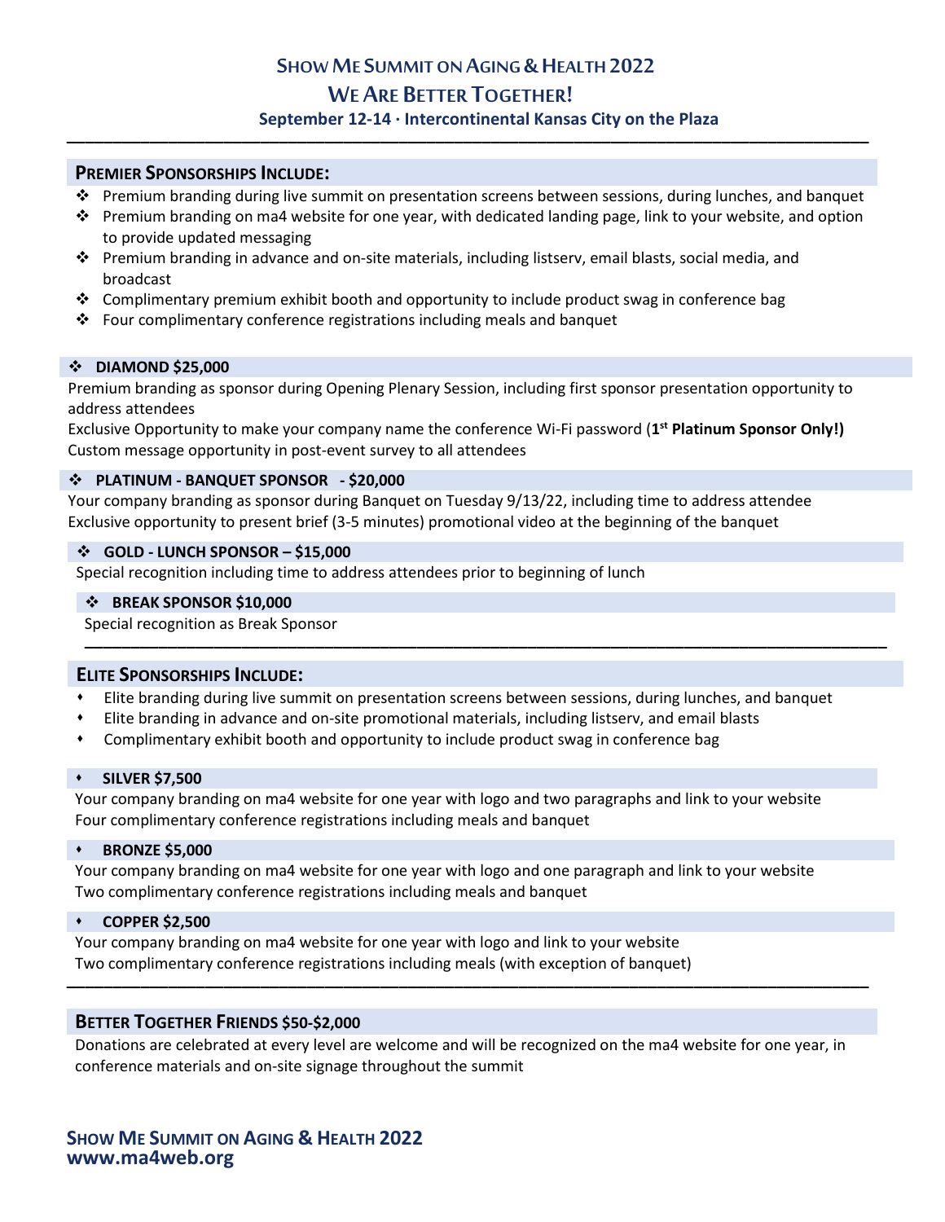# Show Me Summit on Aging & Health 2022

## We Are Better Together!

**September 12-14 · Intercontinental Kansas City on the Plaza**

---

## Premier Sponsorships Include:

- Premium branding during live summit on presentation screens between sessions, during lunches, and banquet
- Premium branding on ma4 website for one year, with dedicated landing page, link to your website, and option to provide updated messaging
- Premium branding in advance and on-site materials, including listserv, email blasts, social media, and broadcast
- Complimentary premium exhibit booth and opportunity to include product swag in conference bag
- Four complimentary conference registrations including meals and banquet

### ❖ DIAMOND $25,000

Premium branding as sponsor during Opening Plenary Session, including first sponsor presentation opportunity to address attendees
Exclusive Opportunity to make your company name the conference Wi-Fi password (**1st Platinum Sponsor Only!)**
Custom message opportunity in post-event survey to all attendees

### ❖ PLATINUM - BANQUET SPONSOR - $20,000

Your company branding as sponsor during Banquet on Tuesday 9/13/22, including time to address attendee
Exclusive opportunity to present brief (3-5 minutes) promotional video at the beginning of the banquet

### ❖ GOLD - LUNCH SPONSOR – $15,000

Special recognition including time to address attendees prior to beginning of lunch

### ❖ BREAK SPONSOR $10,000

Special recognition as Break Sponsor

---

## Elite Sponsorships Include:

- Elite branding during live summit on presentation screens between sessions, during lunches, and banquet
- Elite branding in advance and on-site promotional materials, including listserv, and email blasts
- Complimentary exhibit booth and opportunity to include product swag in conference bag

### SILVER $7,500

Your company branding on ma4 website for one year with logo and two paragraphs and link to your website
Four complimentary conference registrations including meals and banquet

### BRONZE $5,000

Your company branding on ma4 website for one year with logo and one paragraph and link to your website
Two complimentary conference registrations including meals and banquet

### COPPER $2,500

Your company branding on ma4 website for one year with logo and link to your website
Two complimentary conference registrations including meals (with exception of banquet)

---

## Better Together Friends $50-$2,000

Donations are celebrated at every level are welcome and will be recognized on the ma4 website for one year, in conference materials and on-site signage throughout the summit

**Show Me Summit on Aging & Health 2022**
**www.ma4web.org**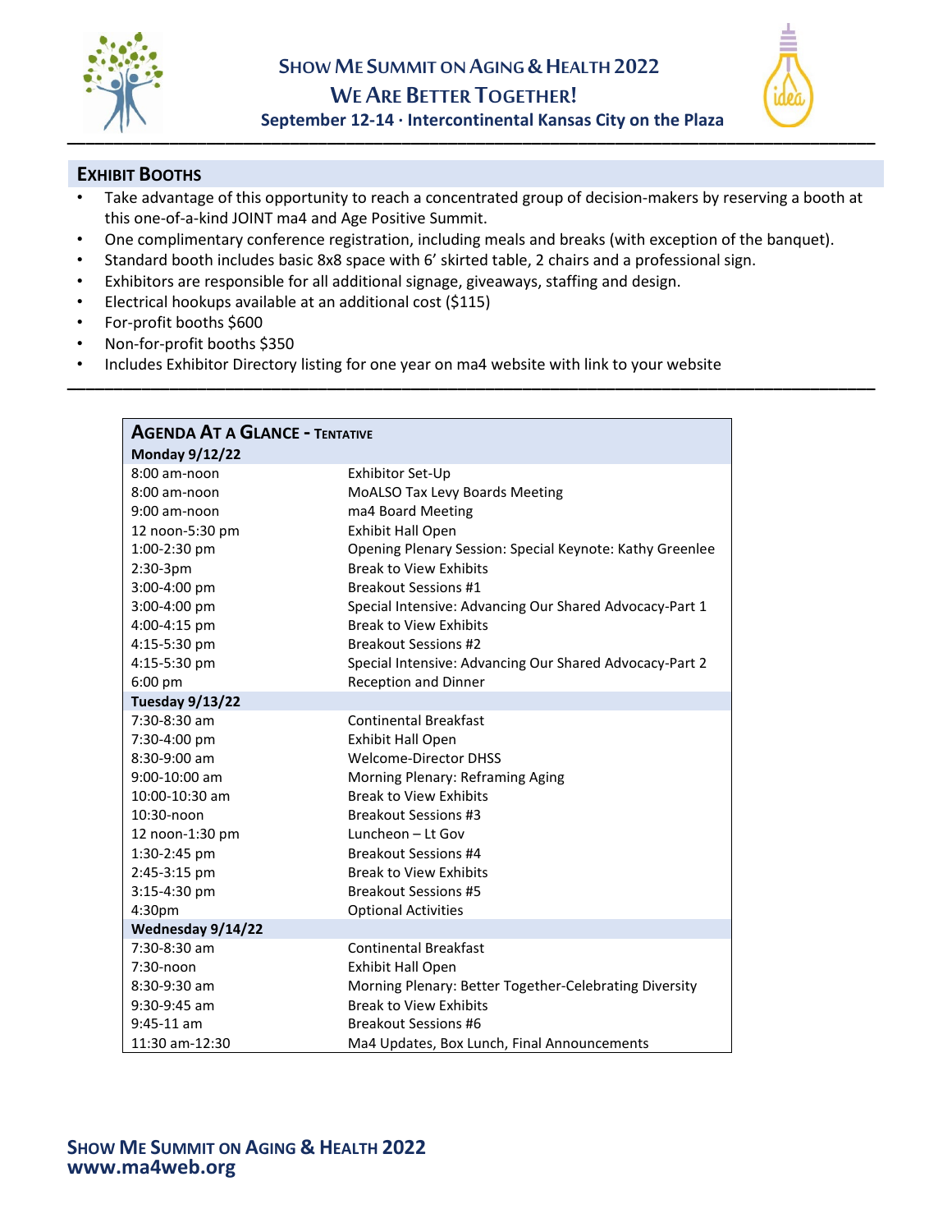# Show Me Summit on Aging & Health 2022

## We Are Better Together!

**September 12-14 · Intercontinental Kansas City on the Plaza**

---

## Exhibit Booths

- Take advantage of this opportunity to reach a concentrated group of decision-makers by reserving a booth at this one-of-a-kind JOINT ma4 and Age Positive Summit.
- One complimentary conference registration, including meals and breaks (with exception of the banquet).
- Standard booth includes basic 8x8 space with 6' skirted table, 2 chairs and a professional sign.
- Exhibitors are responsible for all additional signage, giveaways, staffing and design.
- Electrical hookups available at an additional cost ($115)
- For-profit booths $600
- Non-for-profit booths $350
- Includes Exhibitor Directory listing for one year on ma4 website with link to your website

---

## Agenda At A Glance - Tentative

| | |
|---|---|
| **Monday 9/12/22** | |
| 8:00 am-noon | Exhibitor Set-Up |
| 8:00 am-noon | MoALSO Tax Levy Boards Meeting |
| 9:00 am-noon | ma4 Board Meeting |
| 12 noon-5:30 pm | Exhibit Hall Open |
| 1:00-2:30 pm | Opening Plenary Session: Special Keynote: Kathy Greenlee |
| 2:30-3pm | Break to View Exhibits |
| 3:00-4:00 pm | Breakout Sessions #1 |
| 3:00-4:00 pm | Special Intensive: Advancing Our Shared Advocacy-Part 1 |
| 4:00-4:15 pm | Break to View Exhibits |
| 4:15-5:30 pm | Breakout Sessions #2 |
| 4:15-5:30 pm | Special Intensive: Advancing Our Shared Advocacy-Part 2 |
| 6:00 pm | Reception and Dinner |
| **Tuesday 9/13/22** | |
| 7:30-8:30 am | Continental Breakfast |
| 7:30-4:00 pm | Exhibit Hall Open |
| 8:30-9:00 am | Welcome-Director DHSS |
| 9:00-10:00 am | Morning Plenary: Reframing Aging |
| 10:00-10:30 am | Break to View Exhibits |
| 10:30-noon | Breakout Sessions #3 |
| 12 noon-1:30 pm | Luncheon – Lt Gov |
| 1:30-2:45 pm | Breakout Sessions #4 |
| 2:45-3:15 pm | Break to View Exhibits |
| 3:15-4:30 pm | Breakout Sessions #5 |
| 4:30pm | Optional Activities |
| **Wednesday 9/14/22** | |
| 7:30-8:30 am | Continental Breakfast |
| 7:30-noon | Exhibit Hall Open |
| 8:30-9:30 am | Morning Plenary: Better Together-Celebrating Diversity |
| 9:30-9:45 am | Break to View Exhibits |
| 9:45-11 am | Breakout Sessions #6 |
| 11:30 am-12:30 | Ma4 Updates, Box Lunch, Final Announcements |

**Show Me Summit on Aging & Health 2022**
**www.ma4web.org**